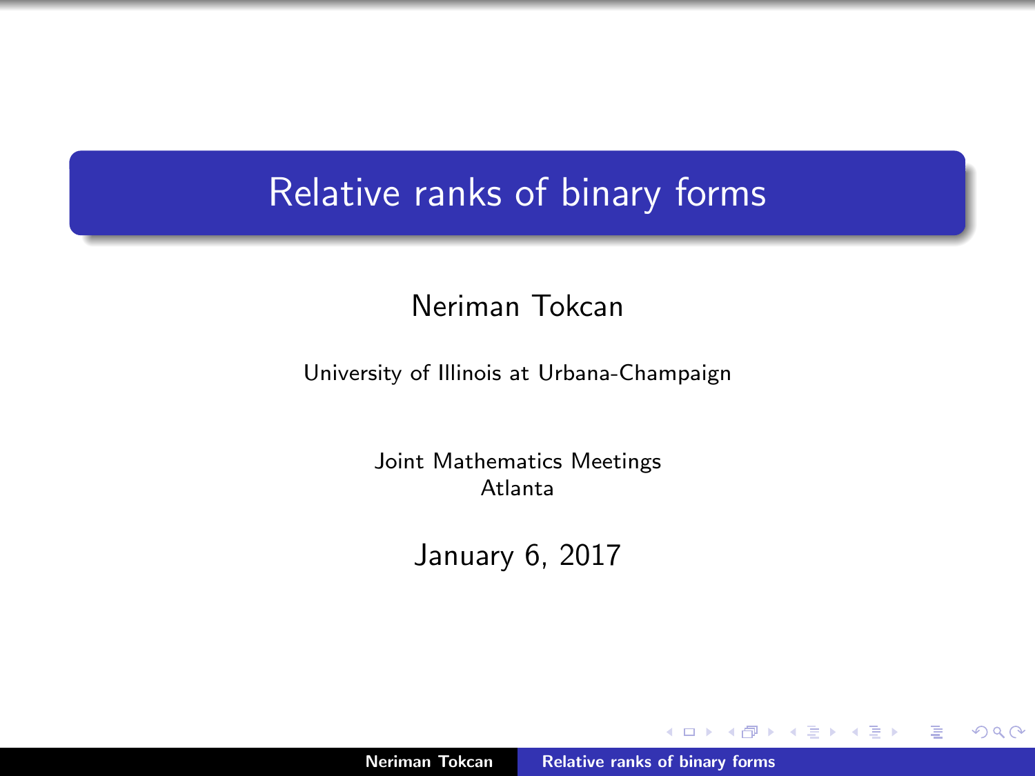# Relative ranks of binary forms

Neriman Tokcan

University of Illinois at Urbana-Champaign

Joint Mathematics Meetings
Atlanta

January 6, 2017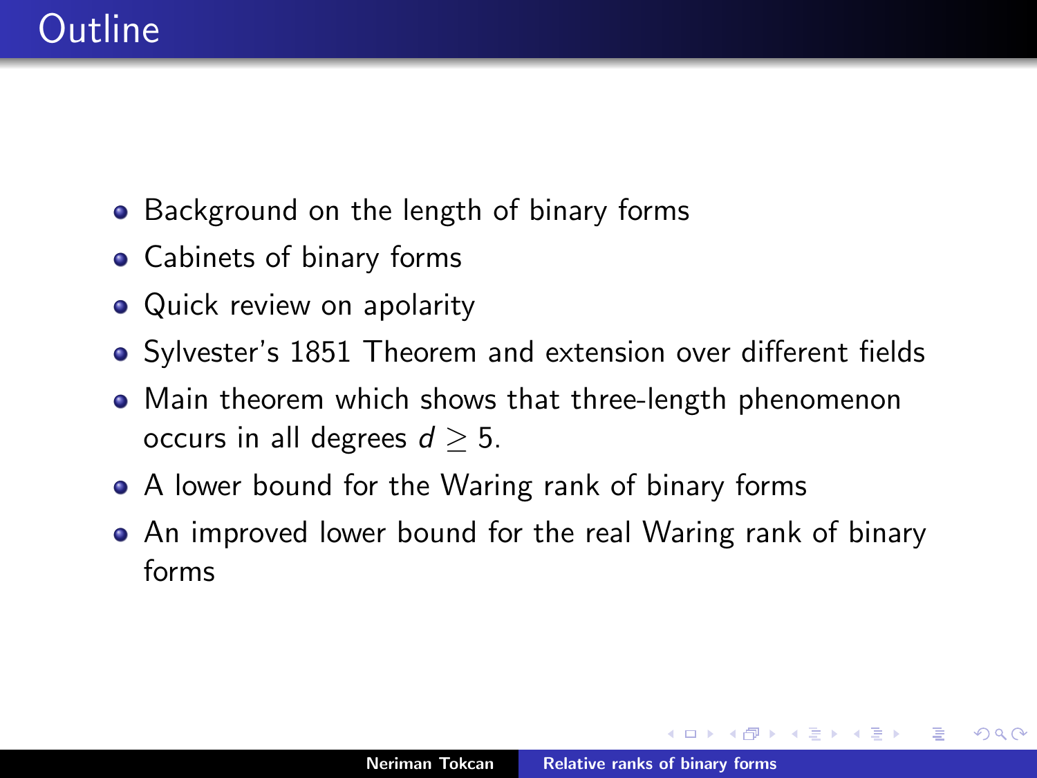# Outline

- Background on the length of binary forms
- Cabinets of binary forms
- Quick review on apolarity
- Sylvester's 1851 Theorem and extension over different fields
- Main theorem which shows that three-length phenomenon occurs in all degrees $d \geq 5$.
- A lower bound for the Waring rank of binary forms
- An improved lower bound for the real Waring rank of binary forms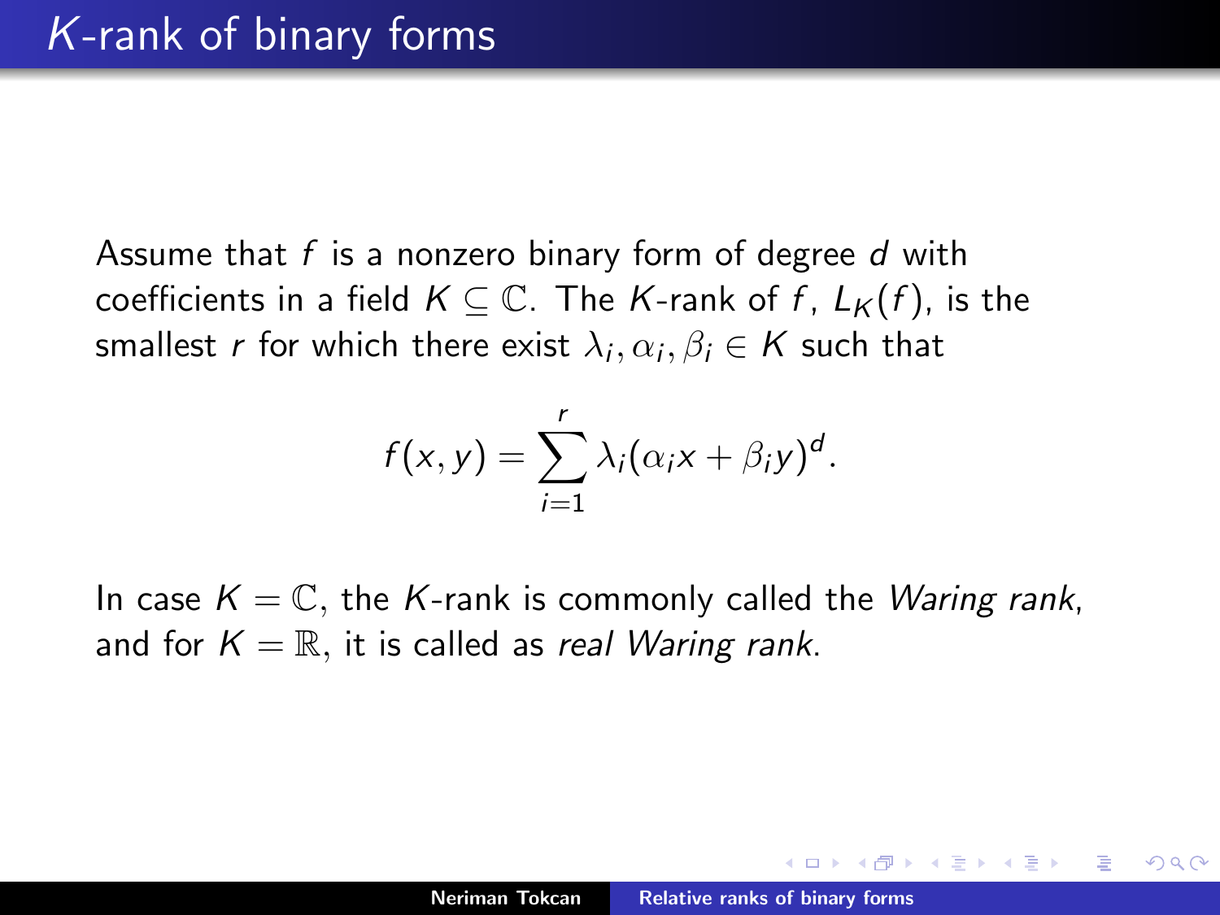# $K$-rank of binary forms

Assume that $f$ is a nonzero binary form of degree $d$ with coefficients in a field $K \subseteq \mathbb{C}$. The $K$-rank of $f$, $L_K(f)$, is the smallest $r$ for which there exist $\lambda_i, \alpha_i, \beta_i \in K$ such that

$$f(x, y) = \sum_{i=1}^{r} \lambda_i (\alpha_i x + \beta_i y)^d.$$

In case $K = \mathbb{C}$, the $K$-rank is commonly called the *Waring rank*, and for $K = \mathbb{R}$, it is called as *real Waring rank*.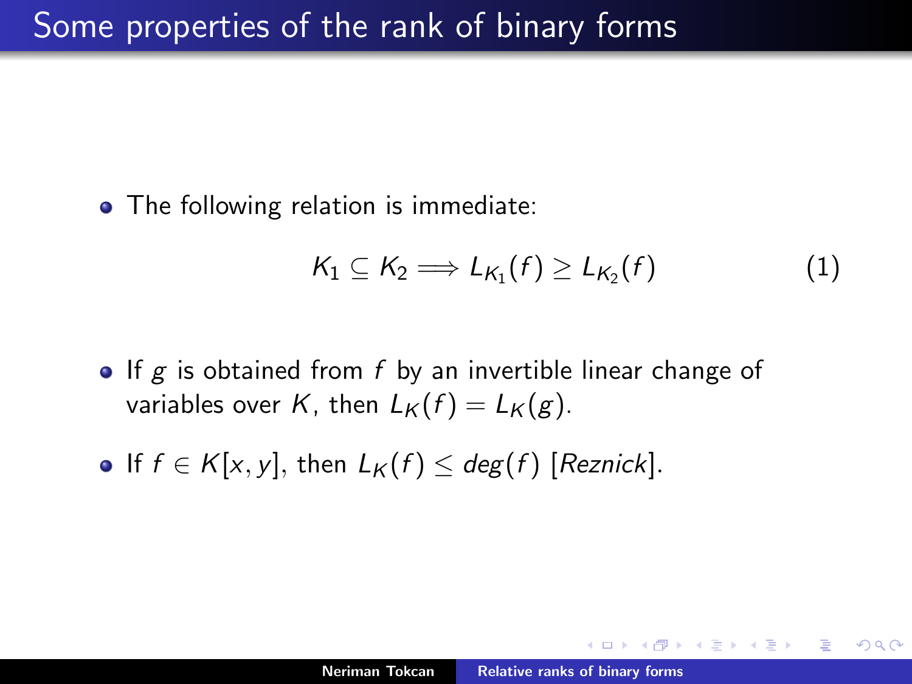# Some properties of the rank of binary forms

- The following relation is immediate:

$$K_1 \subseteq K_2 \Longrightarrow L_{K_1}(f) \geq L_{K_2}(f) \tag{1}$$

- If $g$ is obtained from $f$ by an invertible linear change of variables over $K$, then $L_K(f) = L_K(g)$.
- If $f \in K[x, y]$, then $L_K(f) \leq deg(f)$ [*Reznick*].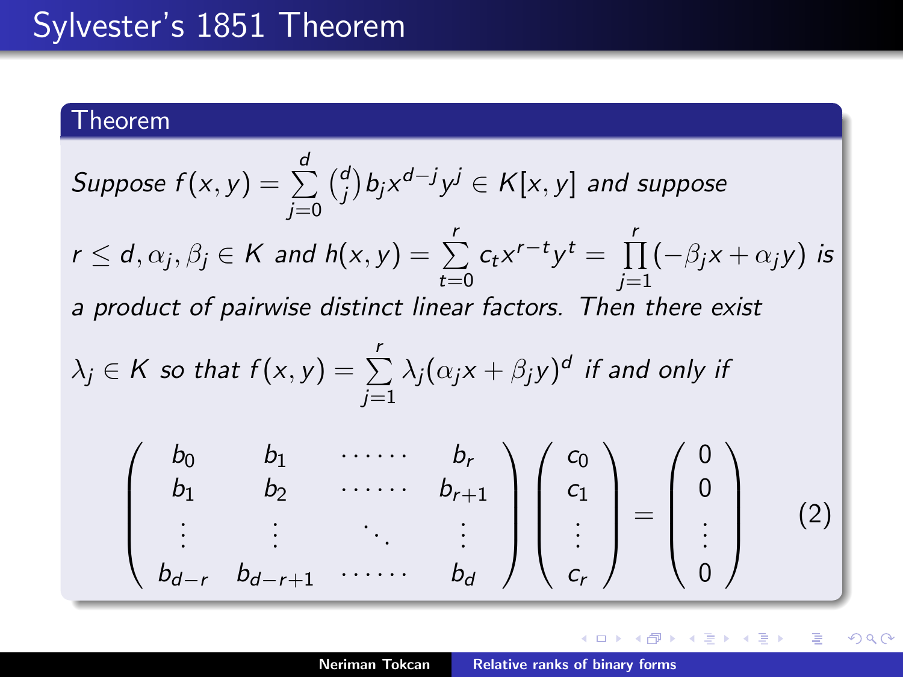# Sylvester's 1851 Theorem

**Theorem**

*Suppose* $f(x,y) = \sum_{j=0}^{d} \binom{d}{j} b_j x^{d-j} y^j \in K[x,y]$ *and suppose* $r \leq d, \alpha_j, \beta_j \in K$ *and* $h(x,y) = \sum_{t=0}^{r} c_t x^{r-t} y^t = \prod_{j=1}^{r} (-\beta_j x + \alpha_j y)$ *is a product of pairwise distinct linear factors. Then there exist* $\lambda_j \in K$ *so that* $f(x,y) = \sum_{j=1}^{r} \lambda_j (\alpha_j x + \beta_j y)^d$ *if and only if*

$$\begin{pmatrix} b_0 & b_1 & \cdots\cdots & b_r \\ b_1 & b_2 & \cdots\cdots & b_{r+1} \\ \vdots & \vdots & \ddots & \vdots \\ b_{d-r} & b_{d-r+1} & \cdots\cdots & b_d \end{pmatrix} \begin{pmatrix} c_0 \\ c_1 \\ \vdots \\ c_r \end{pmatrix} = \begin{pmatrix} 0 \\ 0 \\ \vdots \\ 0 \end{pmatrix} \qquad (2)$$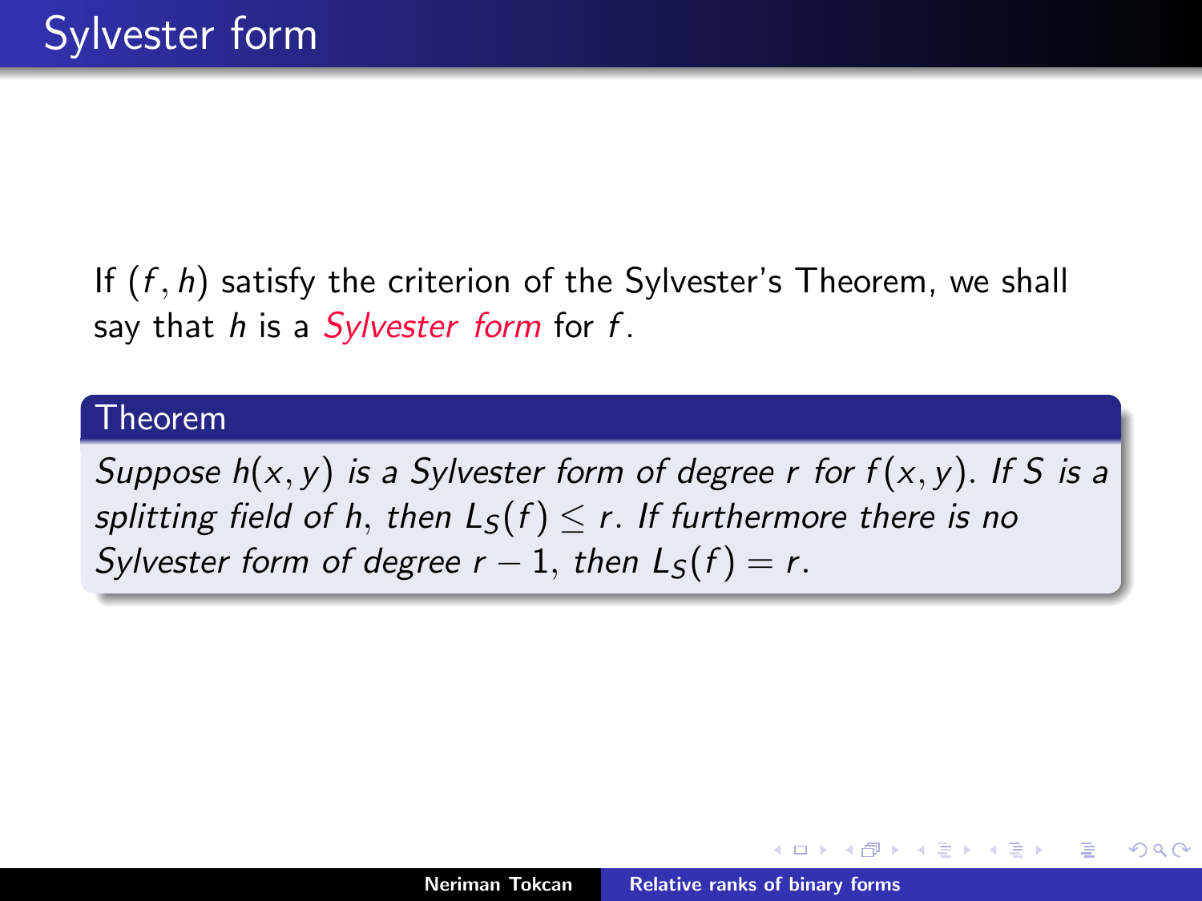## Sylvester form

If $(f, h)$ satisfy the criterion of the Sylvester's Theorem, we shall say that $h$ is a *Sylvester form* for $f$.

**Theorem**

*Suppose $h(x, y)$ is a Sylvester form of degree $r$ for $f(x, y)$. If $S$ is a splitting field of $h$, then $L_S(f) \leq r$. If furthermore there is no Sylvester form of degree $r - 1$, then $L_S(f) = r$.*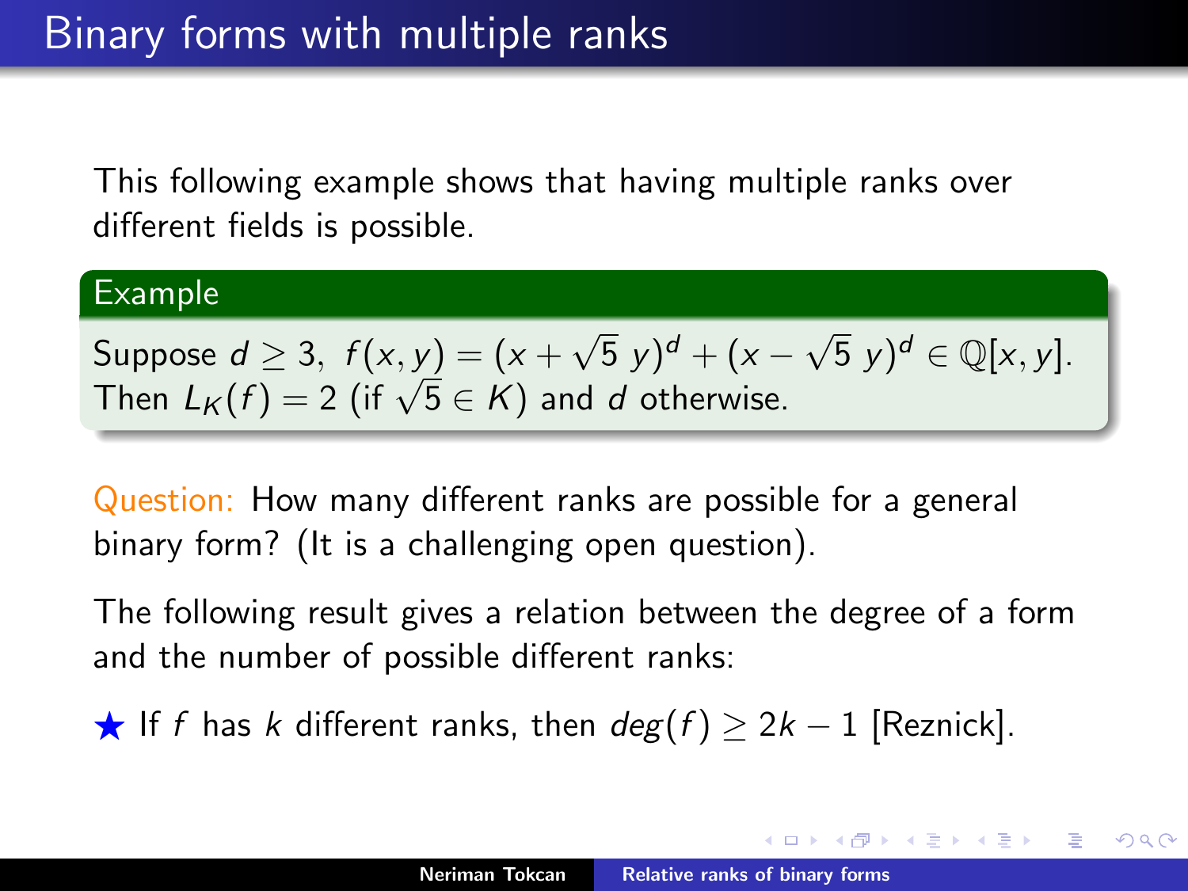# Binary forms with multiple ranks

This following example shows that having multiple ranks over different fields is possible.

**Example**

Suppose $d \geq 3$, $f(x,y) = (x + \sqrt{5}\, y)^d + (x - \sqrt{5}\, y)^d \in \mathbb{Q}[x,y]$. Then $L_K(f) = 2$ (if $\sqrt{5} \in K$) and $d$ otherwise.

Question: How many different ranks are possible for a general binary form? (It is a challenging open question).

The following result gives a relation between the degree of a form and the number of possible different ranks:

★ If $f$ has $k$ different ranks, then $deg(f) \geq 2k - 1$ [Reznick].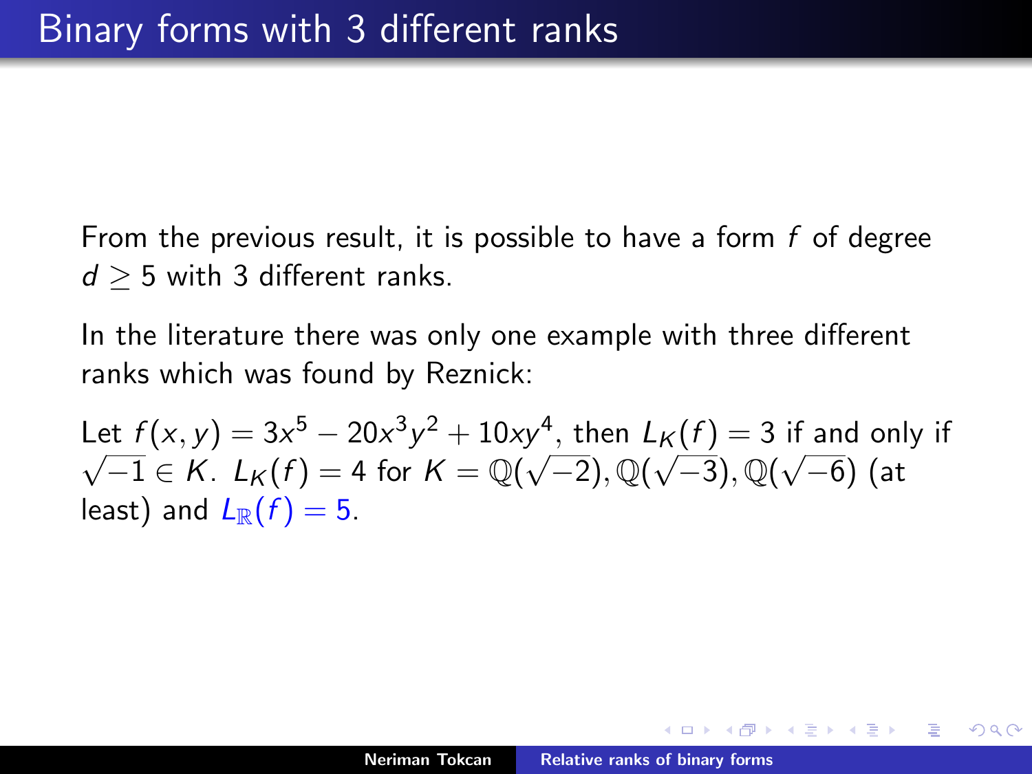# Binary forms with 3 different ranks

From the previous result, it is possible to have a form $f$ of degree $d \geq 5$ with 3 different ranks.

In the literature there was only one example with three different ranks which was found by Reznick:

Let $f(x, y) = 3x^5 - 20x^3y^2 + 10xy^4$, then $L_K(f) = 3$ if and only if $\sqrt{-1} \in K$. $L_K(f) = 4$ for $K = \mathbb{Q}(\sqrt{-2}), \mathbb{Q}(\sqrt{-3}), \mathbb{Q}(\sqrt{-6})$ (at least) and $L_{\mathbb{R}}(f) = 5$.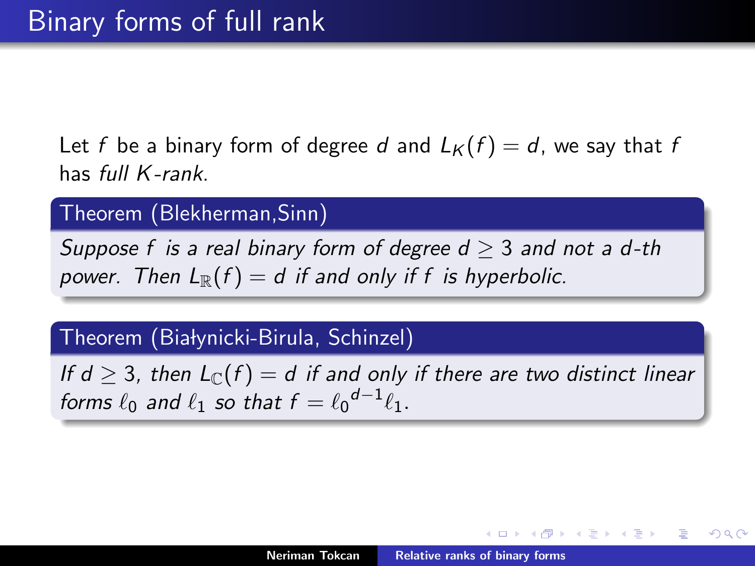# Binary forms of full rank

Let $f$ be a binary form of degree $d$ and $L_K(f) = d$, we say that $f$ has *full $K$-rank*.

**Theorem (Blekherman,Sinn)**

*Suppose $f$ is a real binary form of degree $d \geq 3$ and not a $d$-th power. Then $L_{\mathbb{R}}(f) = d$ if and only if $f$ is hyperbolic.*

**Theorem (Białynicki-Birula, Schinzel)**

*If $d \geq 3$, then $L_{\mathbb{C}}(f) = d$ if and only if there are two distinct linear forms $\ell_0$ and $\ell_1$ so that $f = {\ell_0}^{d-1}\ell_1$.*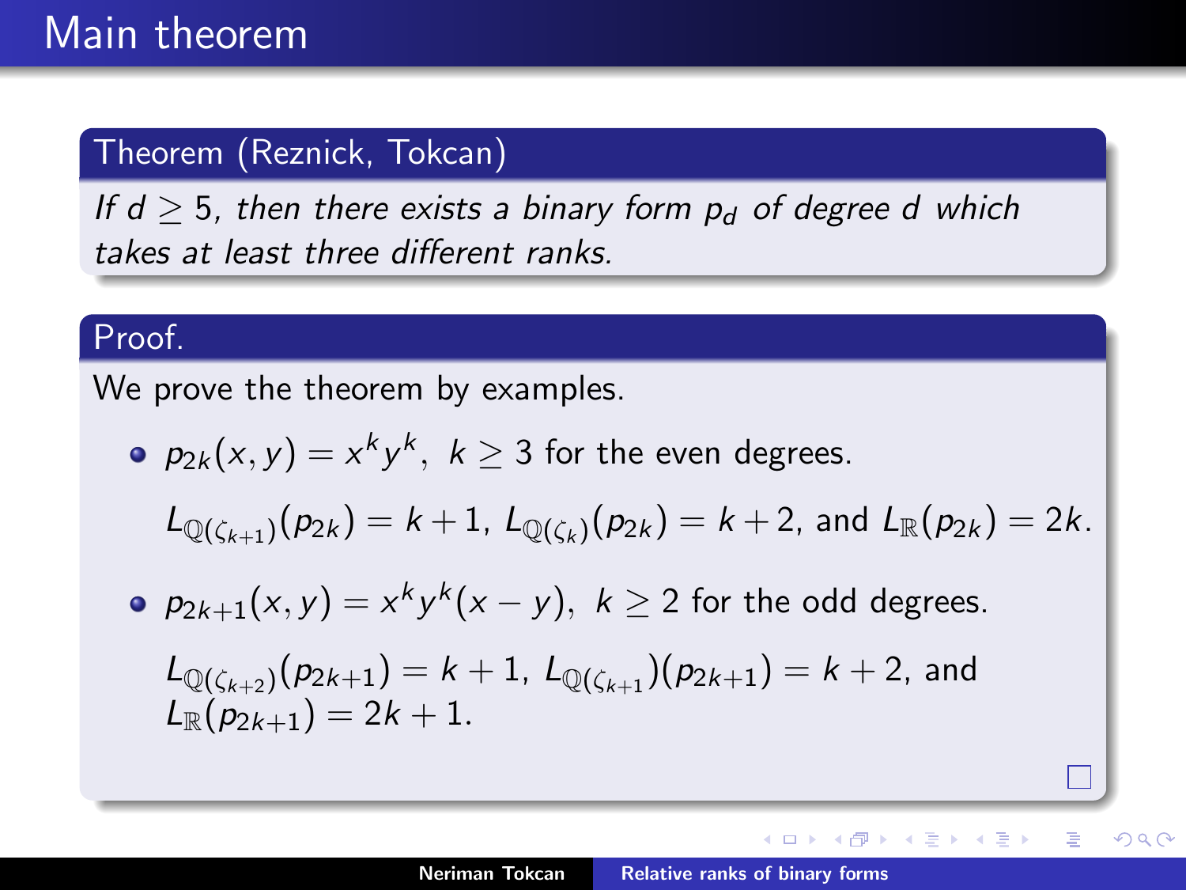# Main theorem

**Theorem (Reznick, Tokcan)**

*If $d \geq 5$, then there exists a binary form $p_d$ of degree $d$ which takes at least three different ranks.*

**Proof.**

We prove the theorem by examples.

- $p_{2k}(x,y) = x^k y^k, \ k \geq 3$ for the even degrees.

  $L_{\mathbb{Q}(\zeta_{k+1})}(p_{2k}) = k+1$, $L_{\mathbb{Q}(\zeta_k)}(p_{2k}) = k+2$, and $L_{\mathbb{R}}(p_{2k}) = 2k$.

- $p_{2k+1}(x,y) = x^k y^k (x-y), \ k \geq 2$ for the odd degrees.

  $L_{\mathbb{Q}(\zeta_{k+2})}(p_{2k+1}) = k+1$, $L_{\mathbb{Q}(\zeta_{k+1})}(p_{2k+1}) = k+2$, and $L_{\mathbb{R}}(p_{2k+1}) = 2k+1$.

□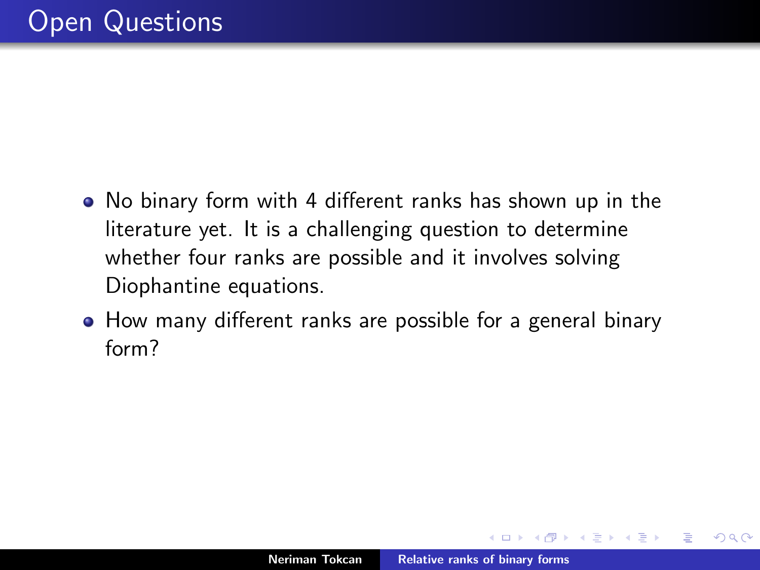# Open Questions

- No binary form with 4 different ranks has shown up in the literature yet. It is a challenging question to determine whether four ranks are possible and it involves solving Diophantine equations.
- How many different ranks are possible for a general binary form?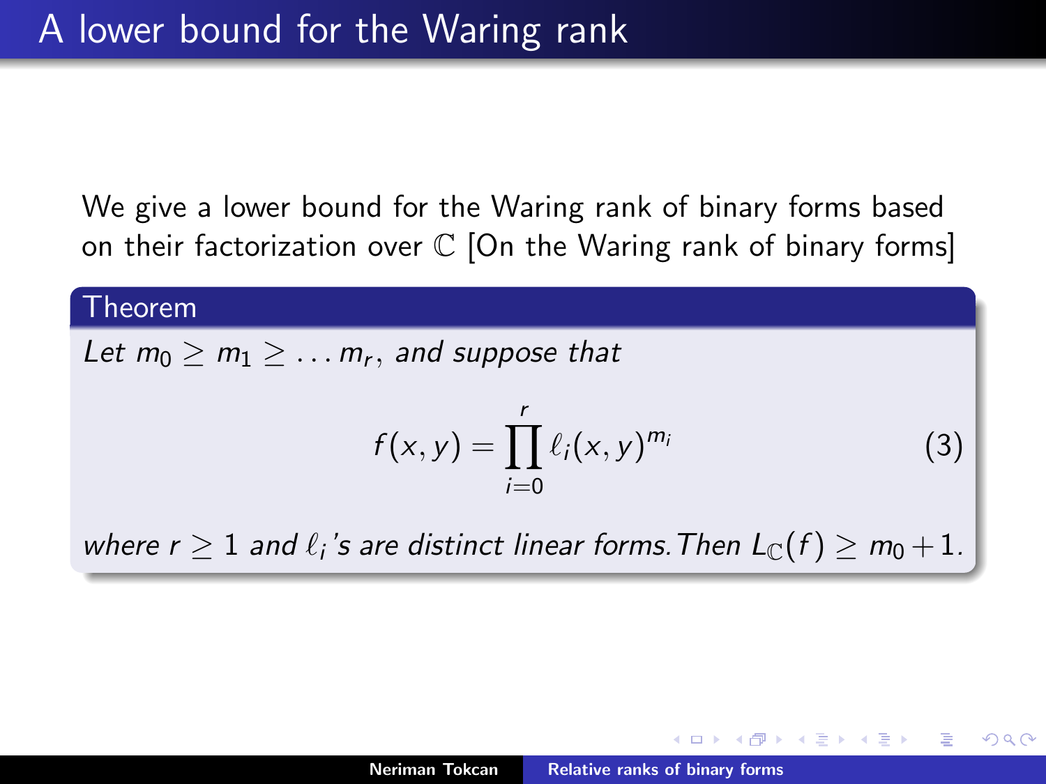# A lower bound for the Waring rank

We give a lower bound for the Waring rank of binary forms based on their factorization over $\mathbb{C}$ [On the Waring rank of binary forms]

**Theorem**

*Let $m_0 \geq m_1 \geq \ldots m_r$, and suppose that*

$$f(x, y) = \prod_{i=0}^{r} \ell_i(x, y)^{m_i} \tag{3}$$

*where $r \geq 1$ and $\ell_i$'s are distinct linear forms. Then $L_{\mathbb{C}}(f) \geq m_0 + 1$.*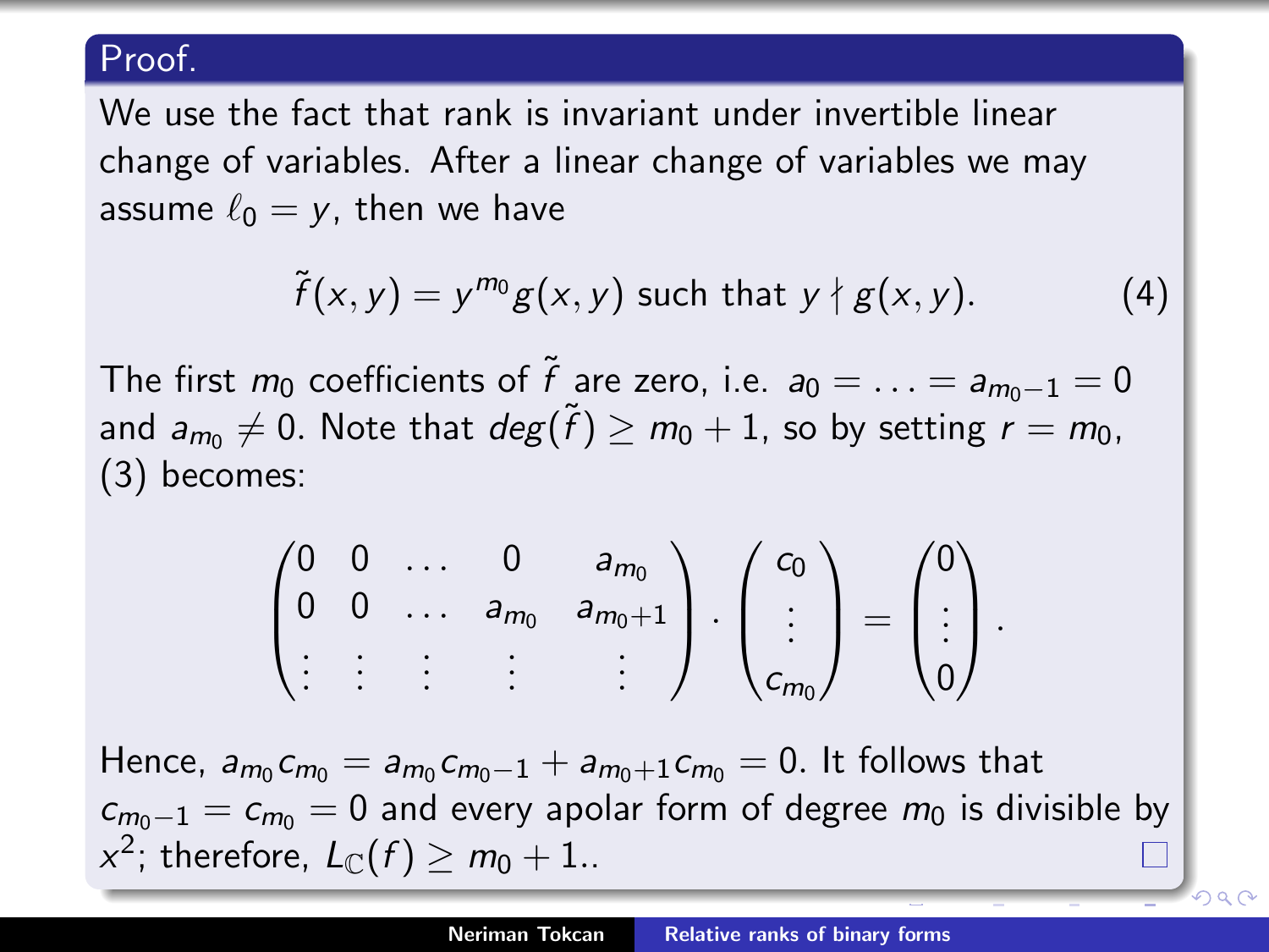**Proof.**

We use the fact that rank is invariant under invertible linear change of variables. After a linear change of variables we may assume $\ell_0 = y$, then we have

$$\tilde{f}(x,y) = y^{m_0} g(x,y) \text{ such that } y \nmid g(x,y). \tag{4}$$

The first $m_0$ coefficients of $\tilde{f}$ are zero, i.e. $a_0 = \ldots = a_{m_0-1} = 0$ and $a_{m_0} \neq 0$. Note that $deg(\tilde{f}) \geq m_0 + 1$, so by setting $r = m_0$, (3) becomes:

$$\begin{pmatrix} 0 & 0 & \ldots & 0 & a_{m_0} \\ 0 & 0 & \ldots & a_{m_0} & a_{m_0+1} \\ \vdots & \vdots & \vdots & \vdots & \vdots \end{pmatrix} \cdot \begin{pmatrix} c_0 \\ \vdots \\ c_{m_0} \end{pmatrix} = \begin{pmatrix} 0 \\ \vdots \\ 0 \end{pmatrix}.$$

Hence, $a_{m_0} c_{m_0} = a_{m_0} c_{m_0-1} + a_{m_0+1} c_{m_0} = 0$. It follows that $c_{m_0-1} = c_{m_0} = 0$ and every apolar form of degree $m_0$ is divisible by $x^2$; therefore, $L_{\mathbb{C}}(f) \geq m_0 + 1$.. $\square$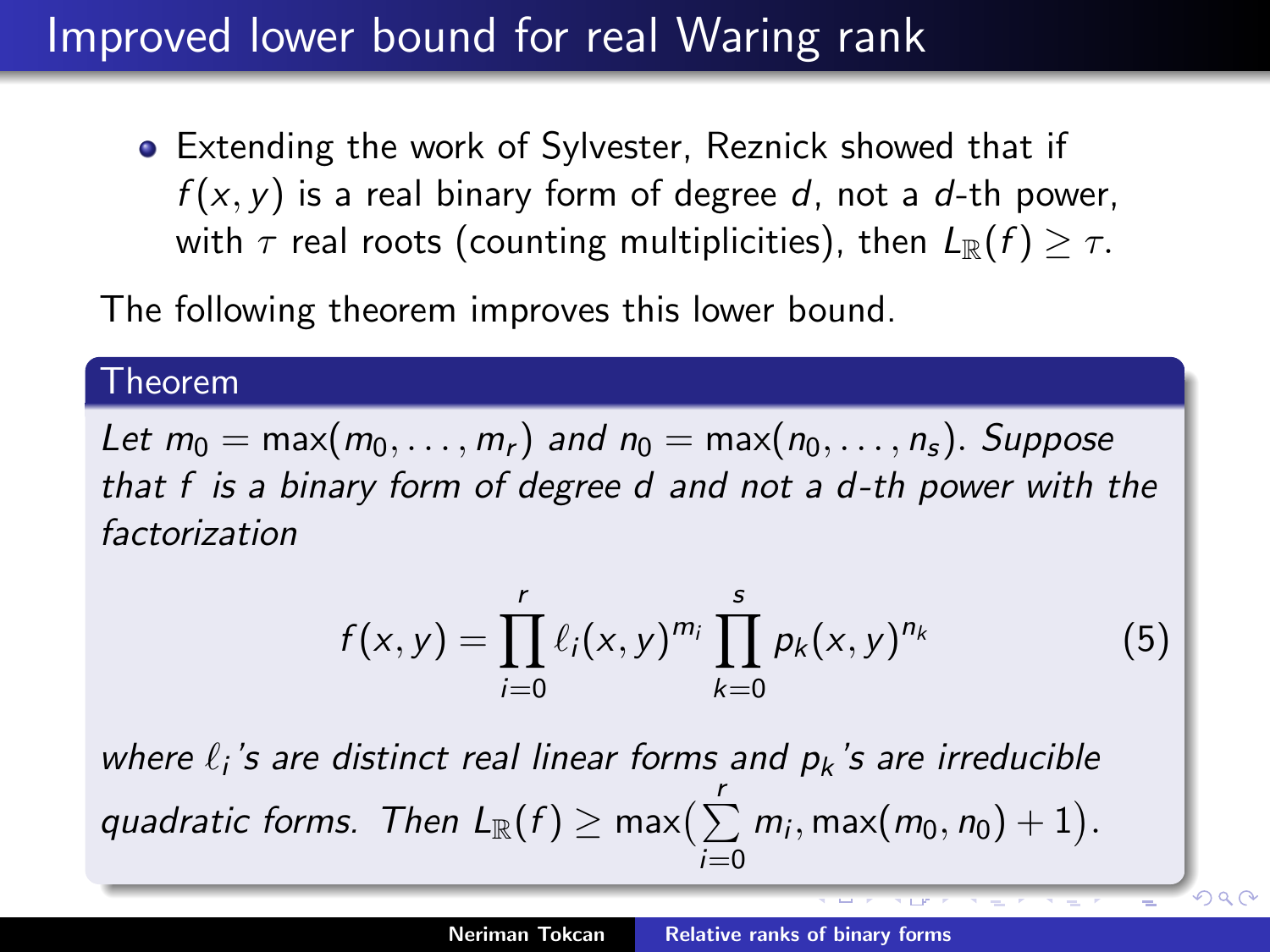# Improved lower bound for real Waring rank

- Extending the work of Sylvester, Reznick showed that if $f(x, y)$ is a real binary form of degree $d$, not a $d$-th power, with $\tau$ real roots (counting multiplicities), then $L_{\mathbb{R}}(f) \geq \tau$.

The following theorem improves this lower bound.

**Theorem**

*Let* $m_0 = \max(m_0, \ldots, m_r)$ *and* $n_0 = \max(n_0, \ldots, n_s)$. *Suppose that* $f$ *is a binary form of degree* $d$ *and not a* $d$*-th power with the factorization*

$$f(x, y) = \prod_{i=0}^{r} \ell_i(x, y)^{m_i} \prod_{k=0}^{s} p_k(x, y)^{n_k} \tag{5}$$

*where* $\ell_i$*'s are distinct real linear forms and* $p_k$*'s are irreducible quadratic forms. Then* $L_{\mathbb{R}}(f) \geq \max\left(\sum_{i=0}^{r} m_i, \max(m_0, n_0) + 1\right)$.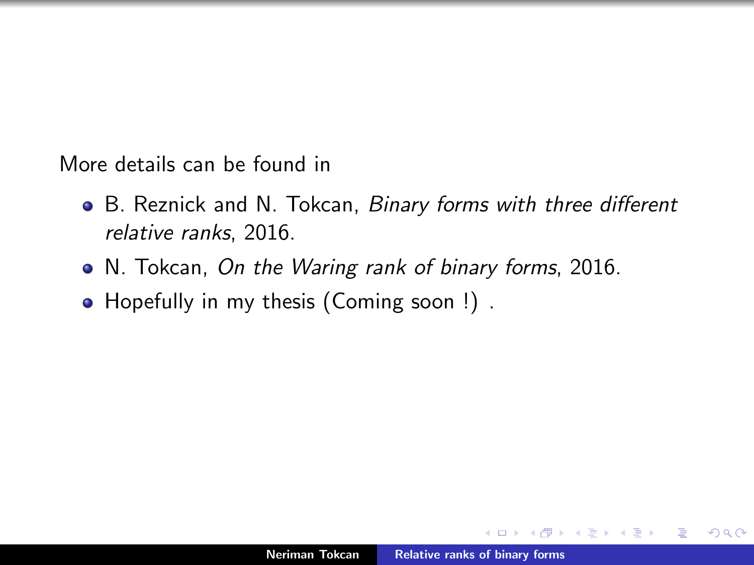More details can be found in

- B. Reznick and N. Tokcan, *Binary forms with three different relative ranks*, 2016.
- N. Tokcan, *On the Waring rank of binary forms*, 2016.
- Hopefully in my thesis (Coming soon !) .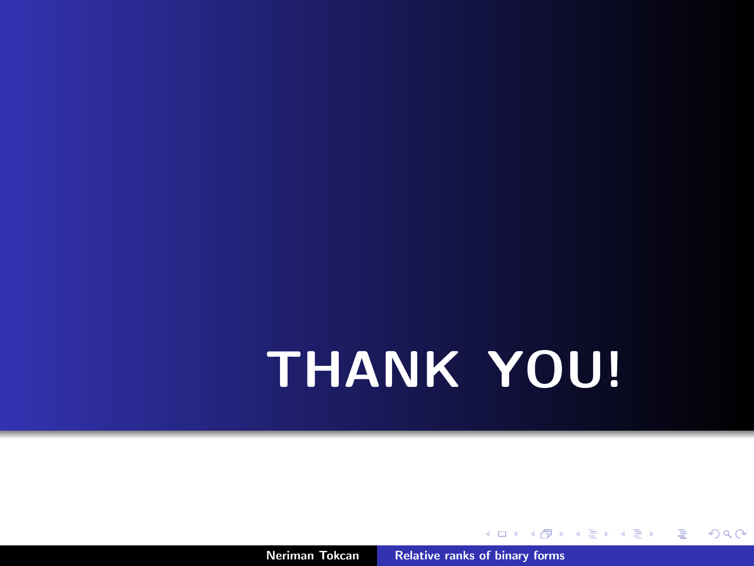# THANK YOU!